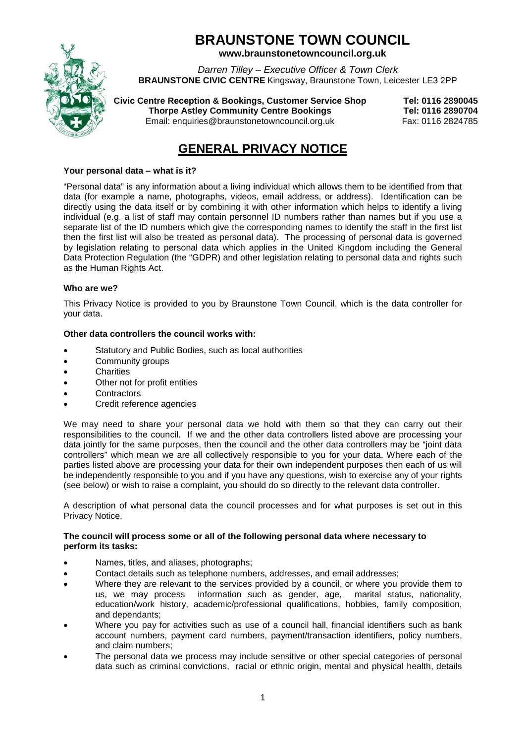# BRAUNSTONE TOWN COUNCIL

**www.braunstonetowncouncil.org.uk**

*Darren Tilley – Executive Officer & Town Clerk*
**BRAUNSTONE CIVIC CENTRE** Kingsway, Braunstone Town, Leicester LE3 2PP

**Civic Centre Reception & Bookings, Customer Service Shop** **Tel: 0116 2890045**
**Thorpe Astley Community Centre Bookings** **Tel: 0116 2890704**
Email: enquiries@braunstonetowncouncil.org.uk Fax: 0116 2824785

## GENERAL PRIVACY NOTICE

**Your personal data – what is it?**

"Personal data" is any information about a living individual which allows them to be identified from that data (for example a name, photographs, videos, email address, or address). Identification can be directly using the data itself or by combining it with other information which helps to identify a living individual (e.g. a list of staff may contain personnel ID numbers rather than names but if you use a separate list of the ID numbers which give the corresponding names to identify the staff in the first list then the first list will also be treated as personal data). The processing of personal data is governed by legislation relating to personal data which applies in the United Kingdom including the General Data Protection Regulation (the "GDPR) and other legislation relating to personal data and rights such as the Human Rights Act.

**Who are we?**

This Privacy Notice is provided to you by Braunstone Town Council, which is the data controller for your data.

**Other data controllers the council works with:**

- Statutory and Public Bodies, such as local authorities
- Community groups
- Charities
- Other not for profit entities
- Contractors
- Credit reference agencies

We may need to share your personal data we hold with them so that they can carry out their responsibilities to the council. If we and the other data controllers listed above are processing your data jointly for the same purposes, then the council and the other data controllers may be "joint data controllers" which mean we are all collectively responsible to you for your data. Where each of the parties listed above are processing your data for their own independent purposes then each of us will be independently responsible to you and if you have any questions, wish to exercise any of your rights (see below) or wish to raise a complaint, you should do so directly to the relevant data controller.

A description of what personal data the council processes and for what purposes is set out in this Privacy Notice.

**The council will process some or all of the following personal data where necessary to perform its tasks:**

- Names, titles, and aliases, photographs;
- Contact details such as telephone numbers, addresses, and email addresses;
- Where they are relevant to the services provided by a council, or where you provide them to us, we may process information such as gender, age, marital status, nationality, education/work history, academic/professional qualifications, hobbies, family composition, and dependants;
- Where you pay for activities such as use of a council hall, financial identifiers such as bank account numbers, payment card numbers, payment/transaction identifiers, policy numbers, and claim numbers;
- The personal data we process may include sensitive or other special categories of personal data such as criminal convictions, racial or ethnic origin, mental and physical health, details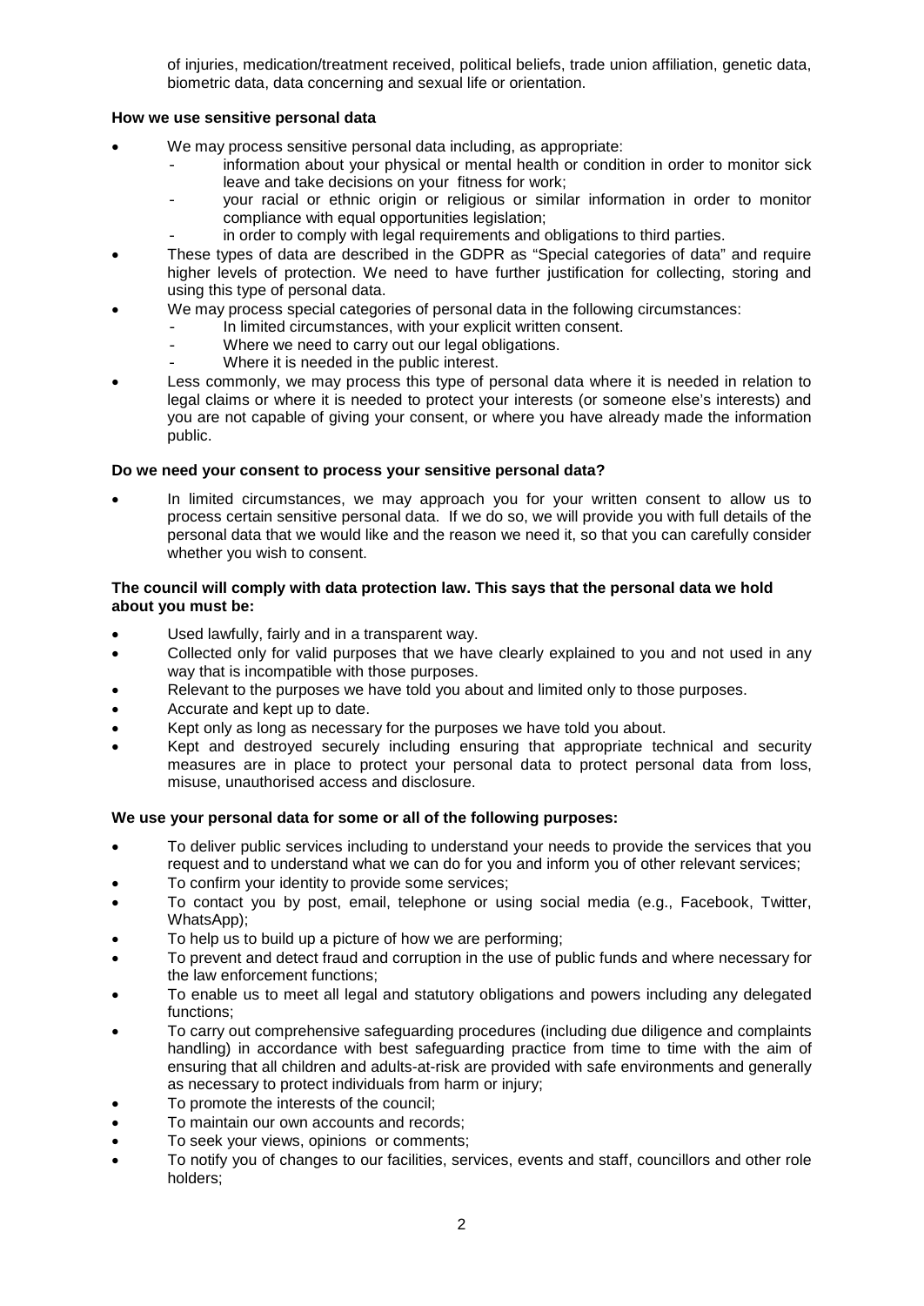of injuries, medication/treatment received, political beliefs, trade union affiliation, genetic data, biometric data, data concerning and sexual life or orientation.

**How we use sensitive personal data**

- We may process sensitive personal data including, as appropriate:
  - information about your physical or mental health or condition in order to monitor sick leave and take decisions on your fitness for work;
  - your racial or ethnic origin or religious or similar information in order to monitor compliance with equal opportunities legislation;
  - in order to comply with legal requirements and obligations to third parties.
- These types of data are described in the GDPR as "Special categories of data" and require higher levels of protection. We need to have further justification for collecting, storing and using this type of personal data.
- We may process special categories of personal data in the following circumstances:
  - In limited circumstances, with your explicit written consent.
  - Where we need to carry out our legal obligations.
  - Where it is needed in the public interest.
- Less commonly, we may process this type of personal data where it is needed in relation to legal claims or where it is needed to protect your interests (or someone else's interests) and you are not capable of giving your consent, or where you have already made the information public.

**Do we need your consent to process your sensitive personal data?**

- In limited circumstances, we may approach you for your written consent to allow us to process certain sensitive personal data. If we do so, we will provide you with full details of the personal data that we would like and the reason we need it, so that you can carefully consider whether you wish to consent.

**The council will comply with data protection law. This says that the personal data we hold about you must be:**

- Used lawfully, fairly and in a transparent way.
- Collected only for valid purposes that we have clearly explained to you and not used in any way that is incompatible with those purposes.
- Relevant to the purposes we have told you about and limited only to those purposes.
- Accurate and kept up to date.
- Kept only as long as necessary for the purposes we have told you about.
- Kept and destroyed securely including ensuring that appropriate technical and security measures are in place to protect your personal data to protect personal data from loss, misuse, unauthorised access and disclosure.

**We use your personal data for some or all of the following purposes:**

- To deliver public services including to understand your needs to provide the services that you request and to understand what we can do for you and inform you of other relevant services;
- To confirm your identity to provide some services;
- To contact you by post, email, telephone or using social media (e.g., Facebook, Twitter, WhatsApp);
- To help us to build up a picture of how we are performing;
- To prevent and detect fraud and corruption in the use of public funds and where necessary for the law enforcement functions;
- To enable us to meet all legal and statutory obligations and powers including any delegated functions;
- To carry out comprehensive safeguarding procedures (including due diligence and complaints handling) in accordance with best safeguarding practice from time to time with the aim of ensuring that all children and adults-at-risk are provided with safe environments and generally as necessary to protect individuals from harm or injury;
- To promote the interests of the council;
- To maintain our own accounts and records;
- To seek your views, opinions or comments;
- To notify you of changes to our facilities, services, events and staff, councillors and other role holders;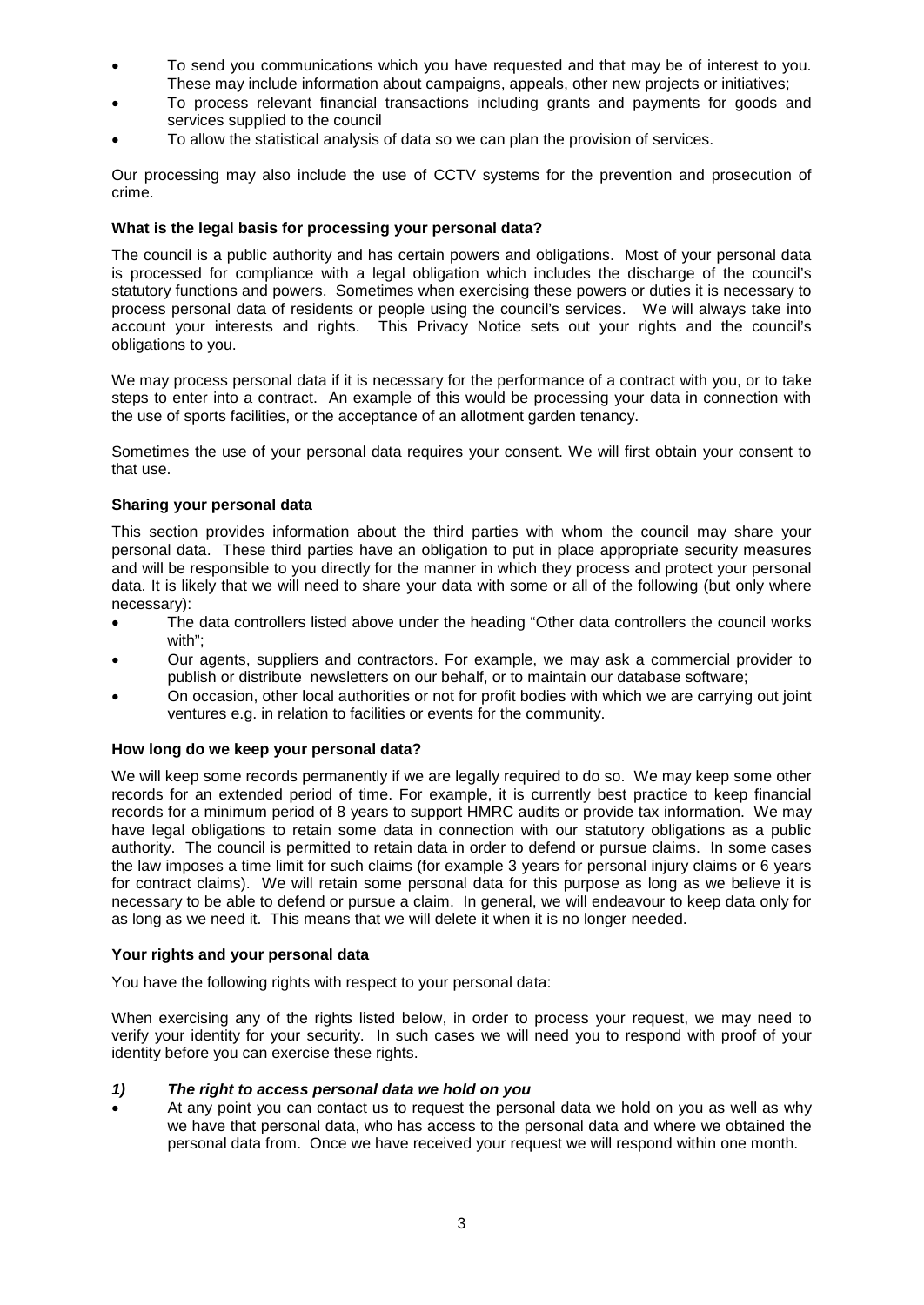- To send you communications which you have requested and that may be of interest to you. These may include information about campaigns, appeals, other new projects or initiatives;
- To process relevant financial transactions including grants and payments for goods and services supplied to the council
- To allow the statistical analysis of data so we can plan the provision of services.

Our processing may also include the use of CCTV systems for the prevention and prosecution of crime.

**What is the legal basis for processing your personal data?**

The council is a public authority and has certain powers and obligations. Most of your personal data is processed for compliance with a legal obligation which includes the discharge of the council's statutory functions and powers. Sometimes when exercising these powers or duties it is necessary to process personal data of residents or people using the council's services. We will always take into account your interests and rights. This Privacy Notice sets out your rights and the council's obligations to you.

We may process personal data if it is necessary for the performance of a contract with you, or to take steps to enter into a contract. An example of this would be processing your data in connection with the use of sports facilities, or the acceptance of an allotment garden tenancy.

Sometimes the use of your personal data requires your consent. We will first obtain your consent to that use.

**Sharing your personal data**

This section provides information about the third parties with whom the council may share your personal data. These third parties have an obligation to put in place appropriate security measures and will be responsible to you directly for the manner in which they process and protect your personal data. It is likely that we will need to share your data with some or all of the following (but only where necessary):

- The data controllers listed above under the heading "Other data controllers the council works with";
- Our agents, suppliers and contractors. For example, we may ask a commercial provider to publish or distribute newsletters on our behalf, or to maintain our database software;
- On occasion, other local authorities or not for profit bodies with which we are carrying out joint ventures e.g. in relation to facilities or events for the community.

**How long do we keep your personal data?**

We will keep some records permanently if we are legally required to do so. We may keep some other records for an extended period of time. For example, it is currently best practice to keep financial records for a minimum period of 8 years to support HMRC audits or provide tax information. We may have legal obligations to retain some data in connection with our statutory obligations as a public authority. The council is permitted to retain data in order to defend or pursue claims. In some cases the law imposes a time limit for such claims (for example 3 years for personal injury claims or 6 years for contract claims). We will retain some personal data for this purpose as long as we believe it is necessary to be able to defend or pursue a claim. In general, we will endeavour to keep data only for as long as we need it. This means that we will delete it when it is no longer needed.

**Your rights and your personal data**

You have the following rights with respect to your personal data:

When exercising any of the rights listed below, in order to process your request, we may need to verify your identity for your security. In such cases we will need you to respond with proof of your identity before you can exercise these rights.

***1) The right to access personal data we hold on you***

- At any point you can contact us to request the personal data we hold on you as well as why we have that personal data, who has access to the personal data and where we obtained the personal data from. Once we have received your request we will respond within one month.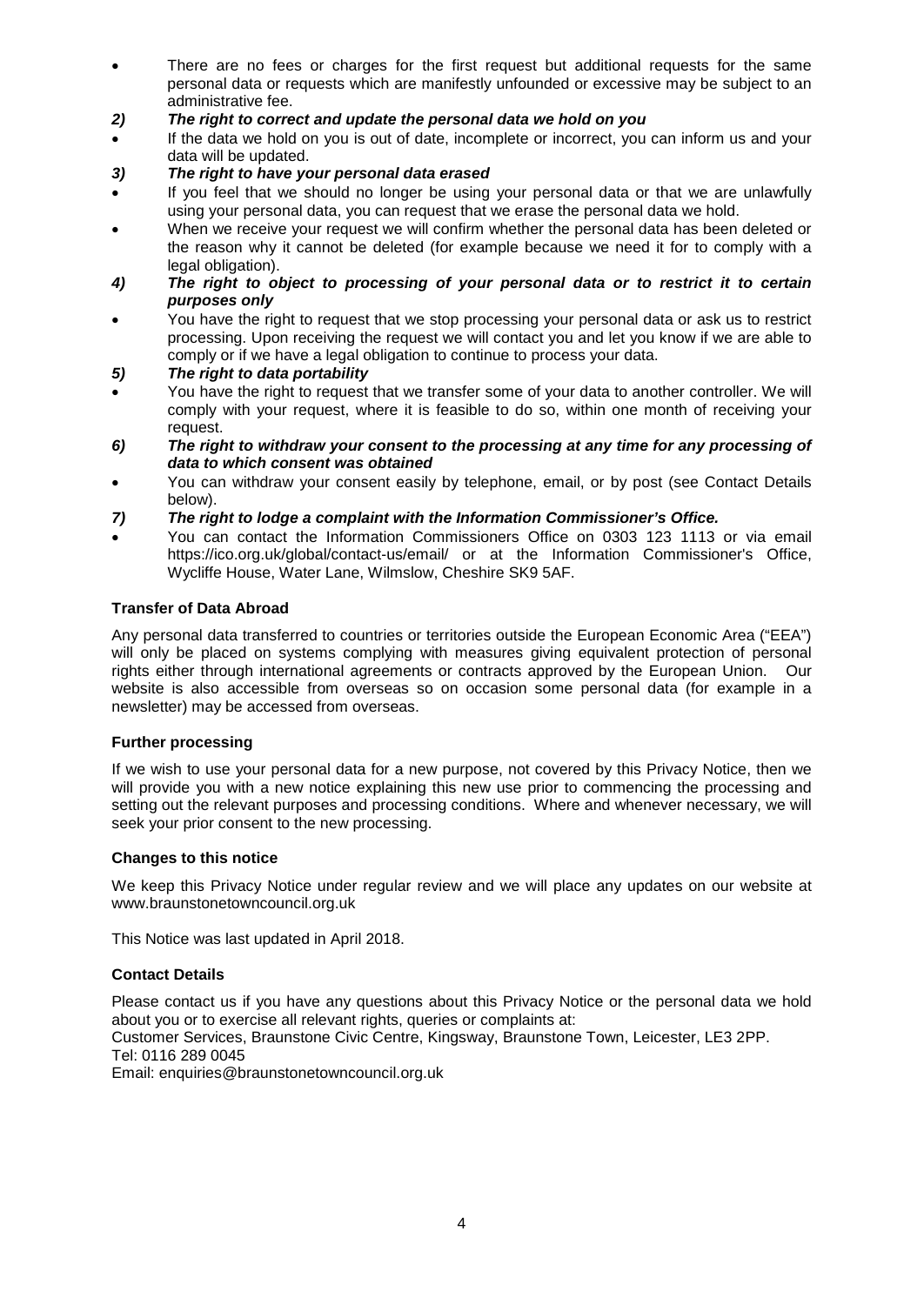- There are no fees or charges for the first request but additional requests for the same personal data or requests which are manifestly unfounded or excessive may be subject to an administrative fee.

***2) The right to correct and update the personal data we hold on you***

- If the data we hold on you is out of date, incomplete or incorrect, you can inform us and your data will be updated.

***3) The right to have your personal data erased***

- If you feel that we should no longer be using your personal data or that we are unlawfully using your personal data, you can request that we erase the personal data we hold.
- When we receive your request we will confirm whether the personal data has been deleted or the reason why it cannot be deleted (for example because we need it for to comply with a legal obligation).

***4) The right to object to processing of your personal data or to restrict it to certain purposes only***

- You have the right to request that we stop processing your personal data or ask us to restrict processing. Upon receiving the request we will contact you and let you know if we are able to comply or if we have a legal obligation to continue to process your data.

***5) The right to data portability***

- You have the right to request that we transfer some of your data to another controller. We will comply with your request, where it is feasible to do so, within one month of receiving your request.

***6) The right to withdraw your consent to the processing at any time for any processing of data to which consent was obtained***

- You can withdraw your consent easily by telephone, email, or by post (see Contact Details below).

***7) The right to lodge a complaint with the Information Commissioner's Office.***

- You can contact the Information Commissioners Office on 0303 123 1113 or via email https://ico.org.uk/global/contact-us/email/ or at the Information Commissioner's Office, Wycliffe House, Water Lane, Wilmslow, Cheshire SK9 5AF.

**Transfer of Data Abroad**

Any personal data transferred to countries or territories outside the European Economic Area ("EEA") will only be placed on systems complying with measures giving equivalent protection of personal rights either through international agreements or contracts approved by the European Union. Our website is also accessible from overseas so on occasion some personal data (for example in a newsletter) may be accessed from overseas.

**Further processing**

If we wish to use your personal data for a new purpose, not covered by this Privacy Notice, then we will provide you with a new notice explaining this new use prior to commencing the processing and setting out the relevant purposes and processing conditions. Where and whenever necessary, we will seek your prior consent to the new processing.

**Changes to this notice**

We keep this Privacy Notice under regular review and we will place any updates on our website at www.braunstonetowncouncil.org.uk

This Notice was last updated in April 2018.

**Contact Details**

Please contact us if you have any questions about this Privacy Notice or the personal data we hold about you or to exercise all relevant rights, queries or complaints at:
Customer Services, Braunstone Civic Centre, Kingsway, Braunstone Town, Leicester, LE3 2PP.
Tel: 0116 289 0045
Email: enquiries@braunstonetowncouncil.org.uk